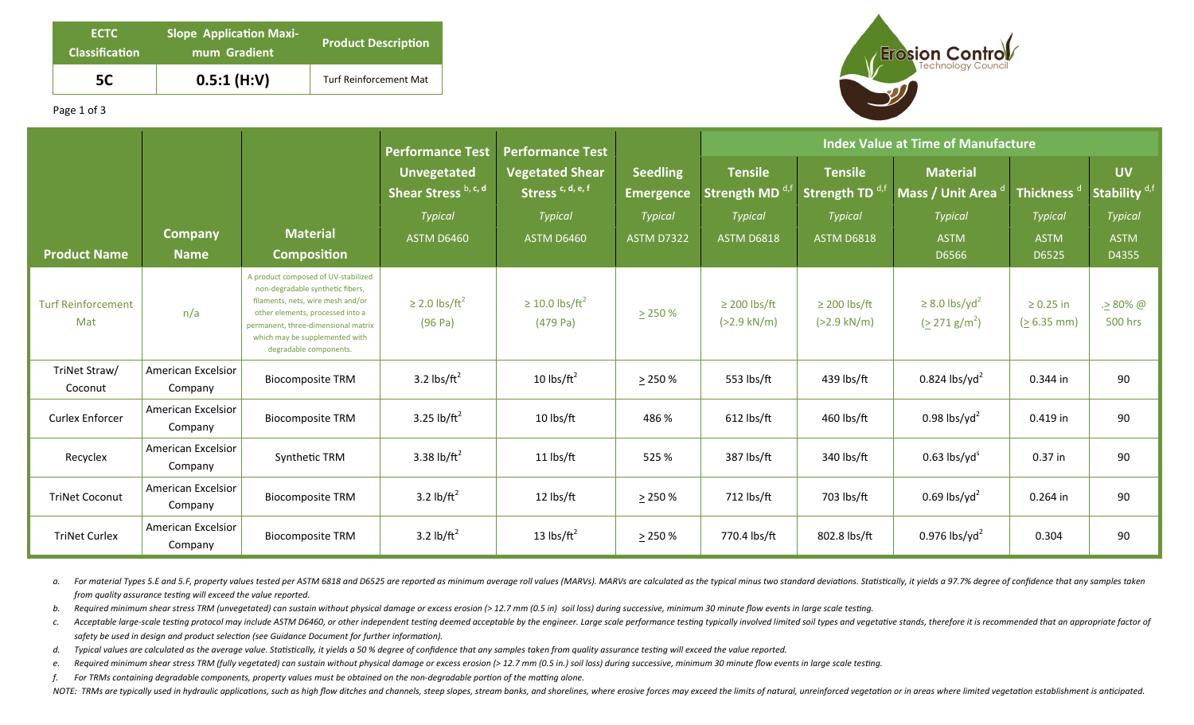| ECTC Classification | Slope Application Maximum Gradient | Product Description |
|---|---|---|
| **5C** | **0.5:1 (H:V)** | Turf Reinforcement Mat |

| Product Name | Company Name | Material Composition | Performance Test Unvegetated Shear Stress [b, c, d] | Performance Test Vegetated Shear Stress [c, d, e, f] | Seedling Emergence | Index Value at Time of Manufacture: Tensile Strength MD [d,f] | Tensile Strength TD [d,f] | Material Mass / Unit Area [d] | Thickness [d] | UV Stability [d,f] |
|---|---|---|---|---|---|---|---|---|---|---|
| | | | *Typical* | *Typical* | *Typical* | *Typical* | *Typical* | *Typical* | *Typical* | *Typical* |
| | | | ASTM D6460 | ASTM D6460 | ASTM D7322 | ASTM D6818 | ASTM D6818 | ASTM D6566 | ASTM D6525 | ASTM D4355 |
| Turf Reinforcement Mat | n/a | A product composed of UV-stabilized non-degradable synthetic fibers, filaments, nets, wire mesh and/or other elements, processed into a permanent, three-dimensional matrix which may be supplemented with degradable components. | ≥ 2.0 lbs/ft$^2$ (96 Pa) | ≥ 10.0 lbs/ft$^2$ (479 Pa) | ≥ 250 % | ≥ 200 lbs/ft (>2.9 kN/m) | ≥ 200 lbs/ft (>2.9 kN/m) | ≥ 8.0 lbs/yd$^2$ (≥ 271 g/m$^2$) | ≥ 0.25 in (≥ 6.35 mm) | ≥ 80% @ 500 hrs |
| TriNet Straw/ Coconut | American Excelsior Company | Biocomposite TRM | 3.2 lbs/ft$^2$ | 10 lbs/ft$^2$ | ≥ 250 % | 553 lbs/ft | 439 lbs/ft | 0.824 lbs/yd$^2$ | 0.344 in | 90 |
| Curlex Enforcer | American Excelsior Company | Biocomposite TRM | 3.25 lb/ft$^2$ | 10 lbs/ft | 486 % | 612 lbs/ft | 460 lbs/ft | 0.98 lbs/yd$^2$ | 0.419 in | 90 |
| Recyclex | American Excelsior Company | Synthetic TRM | 3.38 lb/ft$^2$ | 11 lbs/ft | 525 % | 387 lbs/ft | 340 lbs/ft | 0.63 lbs/yd$^s$ | 0.37 in | 90 |
| TriNet Coconut | American Excelsior Company | Biocomposite TRM | 3.2 lb/ft$^2$ | 12 lbs/ft | ≥ 250 % | 712 lbs/ft | 703 lbs/ft | 0.69 lbs/yd$^2$ | 0.264 in | 90 |
| TriNet Curlex | American Excelsior Company | Biocomposite TRM | 3.2 lb/ft$^2$ | 13 lbs/ft$^2$ | ≥ 250 % | 770.4 lbs/ft | 802.8 lbs/ft | 0.976 lbs/yd$^2$ | 0.304 | 90 |

*a. For material Types 5.E and 5.F, property values tested per ASTM 6818 and D6525 are reported as minimum average roll values (MARVs). MARVs are calculated as the typical minus two standard deviations. Statistically, it yields a 97.7% degree of confidence that any samples taken from quality assurance testing will exceed the value reported.*

*b. Required minimum shear stress TRM (unvegetated) can sustain without physical damage or excess erosion (> 12.7 mm (0.5 in) soil loss) during successive, minimum 30 minute flow events in large scale testing.*

*c. Acceptable large-scale testing protocol may include ASTM D6460, or other independent testing deemed acceptable by the engineer. Large scale performance testing typically involved limited soil types and vegetative stands, therefore it is recommended that an appropriate factor of safety be used in design and product selection (see Guidance Document for further information).*

*d. Typical values are calculated as the average value. Statistically, it yields a 50 % degree of confidence that any samples taken from quality assurance testing will exceed the value reported.*

*e. Required minimum shear stress TRM (fully vegetated) can sustain without physical damage or excess erosion (> 12.7 mm (0.5 in.) soil loss) during successive, minimum 30 minute flow events in large scale testing.*

*f. For TRMs containing degradable components, property values must be obtained on the non-degradable portion of the matting alone.*

*NOTE: TRMs are typically used in hydraulic applications, such as high flow ditches and channels, steep slopes, stream banks, and shorelines, where erosive forces may exceed the limits of natural, unreinforced vegetation or in areas where limited vegetation establishment is anticipated.*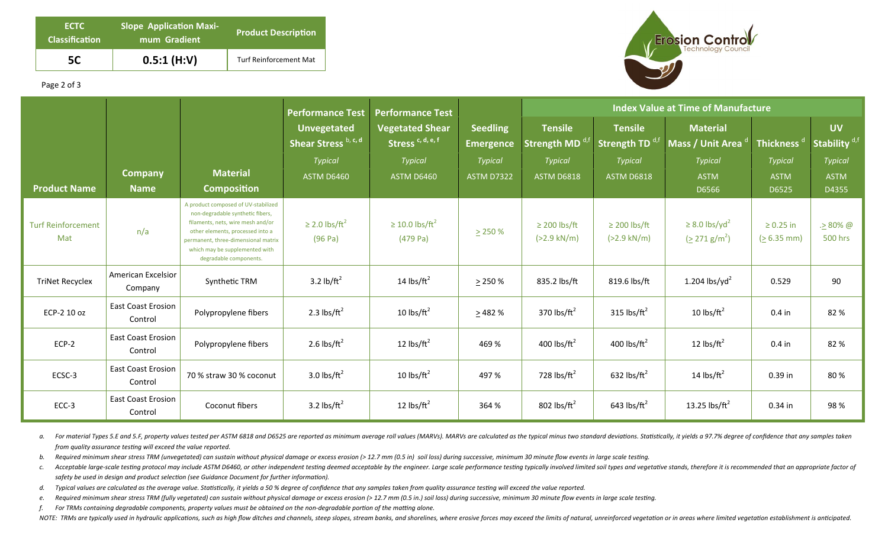| ECTC Classification | Slope Application Maximum Gradient | Product Description |
|---|---|---|
| 5C | 0.5:1 (H:V) | Turf Reinforcement Mat |

Erosion Control Technology Council

| Product Name | Company Name | Material Composition | Performance Test Unvegetated Shear Stress [b, c, d] Typical ASTM D6460 | Performance Test Vegetated Shear Stress [c, d, e, f] Typical ASTM D6460 | Seedling Emergence Typical ASTM D7322 | Index Value at Time of Manufacture: Tensile Strength MD [d,f] Typical ASTM D6818 | Tensile Strength TD [d,f] Typical ASTM D6818 | Material Mass / Unit Area [d] Typical ASTM D6566 | Thickness [d] Typical ASTM D6525 | UV Stability [d,f] Typical ASTM D4355 |
|---|---|---|---|---|---|---|---|---|---|---|
| Turf Reinforcement Mat | n/a | A product composed of UV-stabilized non-degradable synthetic fibers, filaments, nets, wire mesh and/or other elements, processed into a permanent, three-dimensional matrix which may be supplemented with degradable components. | ≥ 2.0 lbs/ft² (96 Pa) | ≥ 10.0 lbs/ft² (479 Pa) | ≥ 250 % | ≥ 200 lbs/ft (>2.9 kN/m) | ≥ 200 lbs/ft (>2.9 kN/m) | ≥ 8.0 lbs/yd² (≥ 271 g/m²) | ≥ 0.25 in (≥ 6.35 mm) | .≥ 80% @ 500 hrs |
| TriNet Recyclex | American Excelsior Company | Synthetic TRM | 3.2 lb/ft² | 14 lbs/ft² | ≥ 250 % | 835.2 lbs/ft | 819.6 lbs/ft | 1.204 lbs/yd² | 0.529 | 90 |
| ECP-2 10 oz | East Coast Erosion Control | Polypropylene fibers | 2.3 lbs/ft² | 10 lbs/ft² | ≥ 482 % | 370 lbs/ft² | 315 lbs/ft² | 10 lbs/ft² | 0.4 in | 82 % |
| ECP-2 | East Coast Erosion Control | Polypropylene fibers | 2.6 lbs/ft² | 12 lbs/ft² | 469 % | 400 lbs/ft² | 400 lbs/ft² | 12 lbs/ft² | 0.4 in | 82 % |
| ECSC-3 | East Coast Erosion Control | 70 % straw 30 % coconut | 3.0 lbs/ft² | 10 lbs/ft² | 497 % | 728 lbs/ft² | 632 lbs/ft² | 14 lbs/ft² | 0.39 in | 80 % |
| ECC-3 | East Coast Erosion Control | Coconut fibers | 3.2 lbs/ft² | 12 lbs/ft² | 364 % | 802 lbs/ft² | 643 lbs/ft² | 13.25 lbs/ft² | 0.34 in | 98 % |

*a. For material Types 5.E and 5.F, property values tested per ASTM 6818 and D6525 are reported as minimum average roll values (MARVs). MARVs are calculated as the typical minus two standard deviations. Statistically, it yields a 97.7% degree of confidence that any samples taken from quality assurance testing will exceed the value reported.*

*b. Required minimum shear stress TRM (unvegetated) can sustain without physical damage or excess erosion (> 12.7 mm (0.5 in) soil loss) during successive, minimum 30 minute flow events in large scale testing.*

*c. Acceptable large-scale testing protocol may include ASTM D6460, or other independent testing deemed acceptable by the engineer. Large scale performance testing typically involved limited soil types and vegetative stands, therefore it is recommended that an appropriate factor of safety be used in design and product selection (see Guidance Document for further information).*

*d. Typical values are calculated as the average value. Statistically, it yields a 50 % degree of confidence that any samples taken from quality assurance testing will exceed the value reported.*

*e. Required minimum shear stress TRM (fully vegetated) can sustain without physical damage or excess erosion (> 12.7 mm (0.5 in.) soil loss) during successive, minimum 30 minute flow events in large scale testing.*

*f. For TRMs containing degradable components, property values must be obtained on the non-degradable portion of the matting alone.*

*NOTE: TRMs are typically used in hydraulic applications, such as high flow ditches and channels, steep slopes, stream banks, and shorelines, where erosive forces may exceed the limits of natural, unreinforced vegetation or in areas where limited vegetation establishment is anticipated.*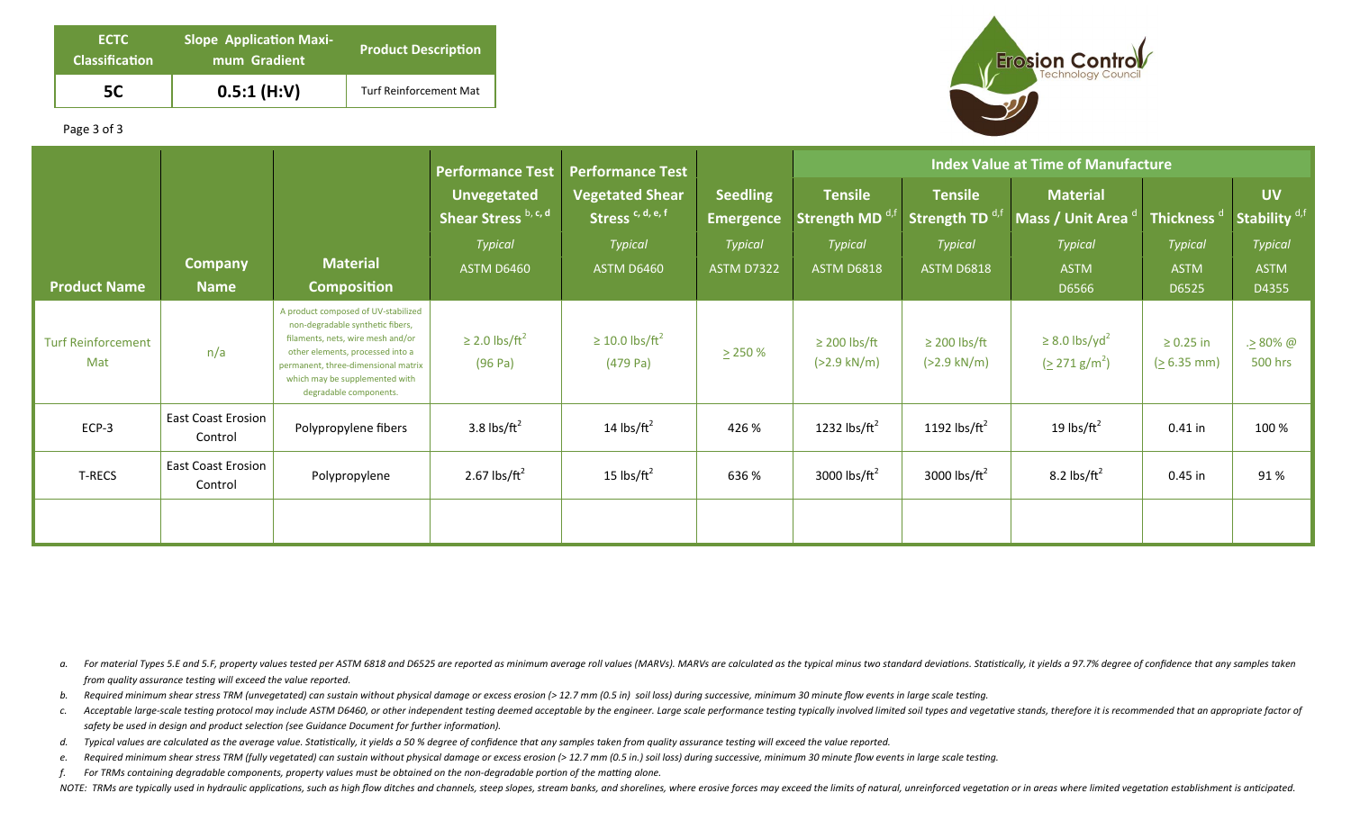| ECTC Classification | Slope Application Maximum Gradient | Product Description |
|---|---|---|
| 5C | 0.5:1 (H:V) | Turf Reinforcement Mat |

| Product Name | Company Name | Material Composition | Performance Test Unvegetated Shear Stress [b, c, d] *Typical* ASTM D6460 | Performance Test Vegetated Shear Stress [c, d, e, f] *Typical* ASTM D6460 | Seedling Emergence *Typical* ASTM D7322 | Index Value at Time of Manufacture: Tensile Strength MD [d,f] *Typical* ASTM D6818 | Tensile Strength TD [d,f] *Typical* ASTM D6818 | Material Mass / Unit Area [d] *Typical* ASTM D6566 | Thickness [d] *Typical* ASTM D6525 | UV Stability [d,f] *Typical* ASTM D4355 |
|---|---|---|---|---|---|---|---|---|---|---|
| Turf Reinforcement Mat | n/a | A product composed of UV-stabilized non-degradable synthetic fibers, filaments, nets, wire mesh and/or other elements, processed into a permanent, three-dimensional matrix which may be supplemented with degradable components. | ≥ 2.0 lbs/ft² (96 Pa) | ≥ 10.0 lbs/ft² (479 Pa) | ≥ 250 % | ≥ 200 lbs/ft (>2.9 kN/m) | ≥ 200 lbs/ft (>2.9 kN/m) | ≥ 8.0 lbs/yd² (≥ 271 g/m²) | ≥ 0.25 in (≥ 6.35 mm) | ≥ 80% @ 500 hrs |
| ECP-3 | East Coast Erosion Control | Polypropylene fibers | 3.8 lbs/ft² | 14 lbs/ft² | 426 % | 1232 lbs/ft² | 1192 lbs/ft² | 19 lbs/ft² | 0.41 in | 100 % |
| T-RECS | East Coast Erosion Control | Polypropylene | 2.67 lbs/ft² | 15 lbs/ft² | 636 % | 3000 lbs/ft² | 3000 lbs/ft² | 8.2 lbs/ft² | 0.45 in | 91 % |
| | | | | | | | | | | |

*a. For material Types 5.E and 5.F, property values tested per ASTM 6818 and D6525 are reported as minimum average roll values (MARVs). MARVs are calculated as the typical minus two standard deviations. Statistically, it yields a 97.7% degree of confidence that any samples taken from quality assurance testing will exceed the value reported.*

*b. Required minimum shear stress TRM (unvegetated) can sustain without physical damage or excess erosion (> 12.7 mm (0.5 in) soil loss) during successive, minimum 30 minute flow events in large scale testing.*

*c. Acceptable large-scale testing protocol may include ASTM D6460, or other independent testing deemed acceptable by the engineer. Large scale performance testing typically involved limited soil types and vegetative stands, therefore it is recommended that an appropriate factor of safety be used in design and product selection (see Guidance Document for further information).*

*d. Typical values are calculated as the average value. Statistically, it yields a 50 % degree of confidence that any samples taken from quality assurance testing will exceed the value reported.*

*e. Required minimum shear stress TRM (fully vegetated) can sustain without physical damage or excess erosion (> 12.7 mm (0.5 in.) soil loss) during successive, minimum 30 minute flow events in large scale testing.*

*f. For TRMs containing degradable components, property values must be obtained on the non-degradable portion of the matting alone.*

*NOTE: TRMs are typically used in hydraulic applications, such as high flow ditches and channels, steep slopes, stream banks, and shorelines, where erosive forces may exceed the limits of natural, unreinforced vegetation or in areas where limited vegetation establishment is anticipated.*